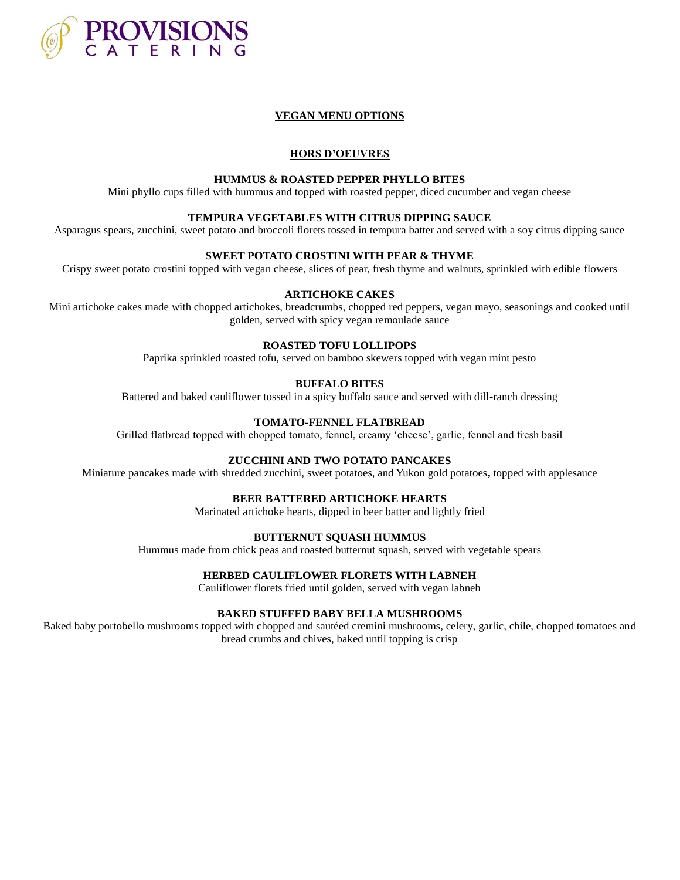# PROVISIONS CATERING

## VEGAN MENU OPTIONS

### HORS D'OEUVRES

**HUMMUS & ROASTED PEPPER PHYLLO BITES**
Mini phyllo cups filled with hummus and topped with roasted pepper, diced cucumber and vegan cheese

**TEMPURA VEGETABLES WITH CITRUS DIPPING SAUCE**
Asparagus spears, zucchini, sweet potato and broccoli florets tossed in tempura batter and served with a soy citrus dipping sauce

**SWEET POTATO CROSTINI WITH PEAR & THYME**
Crispy sweet potato crostini topped with vegan cheese, slices of pear, fresh thyme and walnuts, sprinkled with edible flowers

**ARTICHOKE CAKES**
Mini artichoke cakes made with chopped artichokes, breadcrumbs, chopped red peppers, vegan mayo, seasonings and cooked until golden, served with spicy vegan remoulade sauce

**ROASTED TOFU LOLLIPOPS**
Paprika sprinkled roasted tofu, served on bamboo skewers topped with vegan mint pesto

**BUFFALO BITES**
Battered and baked cauliflower tossed in a spicy buffalo sauce and served with dill-ranch dressing

**TOMATO-FENNEL FLATBREAD**
Grilled flatbread topped with chopped tomato, fennel, creamy 'cheese', garlic, fennel and fresh basil

**ZUCCHINI AND TWO POTATO PANCAKES**
Miniature pancakes made with shredded zucchini, sweet potatoes, and Yukon gold potatoes**,** topped with applesauce

**BEER BATTERED ARTICHOKE HEARTS**
Marinated artichoke hearts, dipped in beer batter and lightly fried

**BUTTERNUT SQUASH HUMMUS**
Hummus made from chick peas and roasted butternut squash, served with vegetable spears

**HERBED CAULIFLOWER FLORETS WITH LABNEH**
Cauliflower florets fried until golden, served with vegan labneh

**BAKED STUFFED BABY BELLA MUSHROOMS**
Baked baby portobello mushrooms topped with chopped and sautéed cremini mushrooms, celery, garlic, chile, chopped tomatoes and bread crumbs and chives, baked until topping is crisp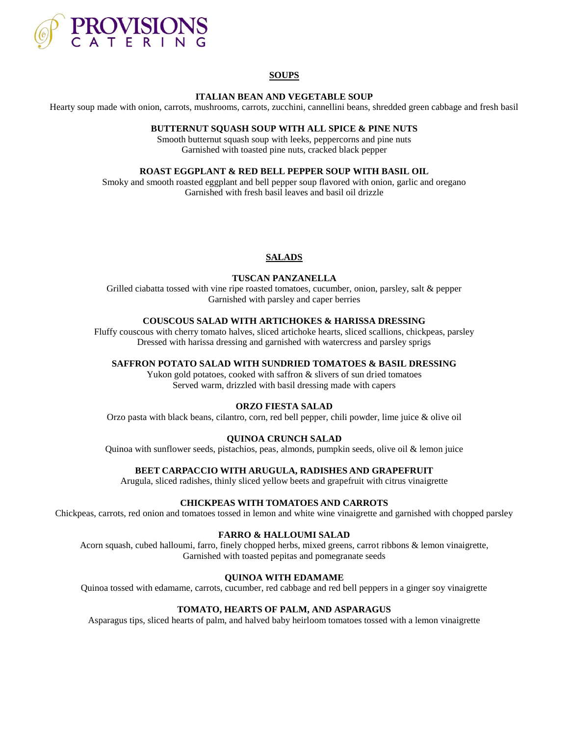**PROVISIONS CATERING**

## SOUPS

### ITALIAN BEAN AND VEGETABLE SOUP

Hearty soup made with onion, carrots, mushrooms, carrots, zucchini, cannellini beans, shredded green cabbage and fresh basil

### BUTTERNUT SQUASH SOUP WITH ALL SPICE & PINE NUTS

Smooth butternut squash soup with leeks, peppercorns and pine nuts
Garnished with toasted pine nuts, cracked black pepper

### ROAST EGGPLANT & RED BELL PEPPER SOUP WITH BASIL OIL

Smoky and smooth roasted eggplant and bell pepper soup flavored with onion, garlic and oregano
Garnished with fresh basil leaves and basil oil drizzle

## SALADS

### TUSCAN PANZANELLA

Grilled ciabatta tossed with vine ripe roasted tomatoes, cucumber, onion, parsley, salt & pepper
Garnished with parsley and caper berries

### COUSCOUS SALAD WITH ARTICHOKES & HARISSA DRESSING

Fluffy couscous with cherry tomato halves, sliced artichoke hearts, sliced scallions, chickpeas, parsley
Dressed with harissa dressing and garnished with watercress and parsley sprigs

### SAFFRON POTATO SALAD WITH SUNDRIED TOMATOES & BASIL DRESSING

Yukon gold potatoes, cooked with saffron & slivers of sun dried tomatoes
Served warm, drizzled with basil dressing made with capers

### ORZO FIESTA SALAD

Orzo pasta with black beans, cilantro, corn, red bell pepper, chili powder, lime juice & olive oil

### QUINOA CRUNCH SALAD

Quinoa with sunflower seeds, pistachios, peas, almonds, pumpkin seeds, olive oil & lemon juice

### BEET CARPACCIO WITH ARUGULA, RADISHES AND GRAPEFRUIT

Arugula, sliced radishes, thinly sliced yellow beets and grapefruit with citrus vinaigrette

### CHICKPEAS WITH TOMATOES AND CARROTS

Chickpeas, carrots, red onion and tomatoes tossed in lemon and white wine vinaigrette and garnished with chopped parsley

### FARRO & HALLOUMI SALAD

Acorn squash, cubed halloumi, farro, finely chopped herbs, mixed greens, carrot ribbons & lemon vinaigrette,
Garnished with toasted pepitas and pomegranate seeds

### QUINOA WITH EDAMAME

Quinoa tossed with edamame, carrots, cucumber, red cabbage and red bell peppers in a ginger soy vinaigrette

### TOMATO, HEARTS OF PALM, AND ASPARAGUS

Asparagus tips, sliced hearts of palm, and halved baby heirloom tomatoes tossed with a lemon vinaigrette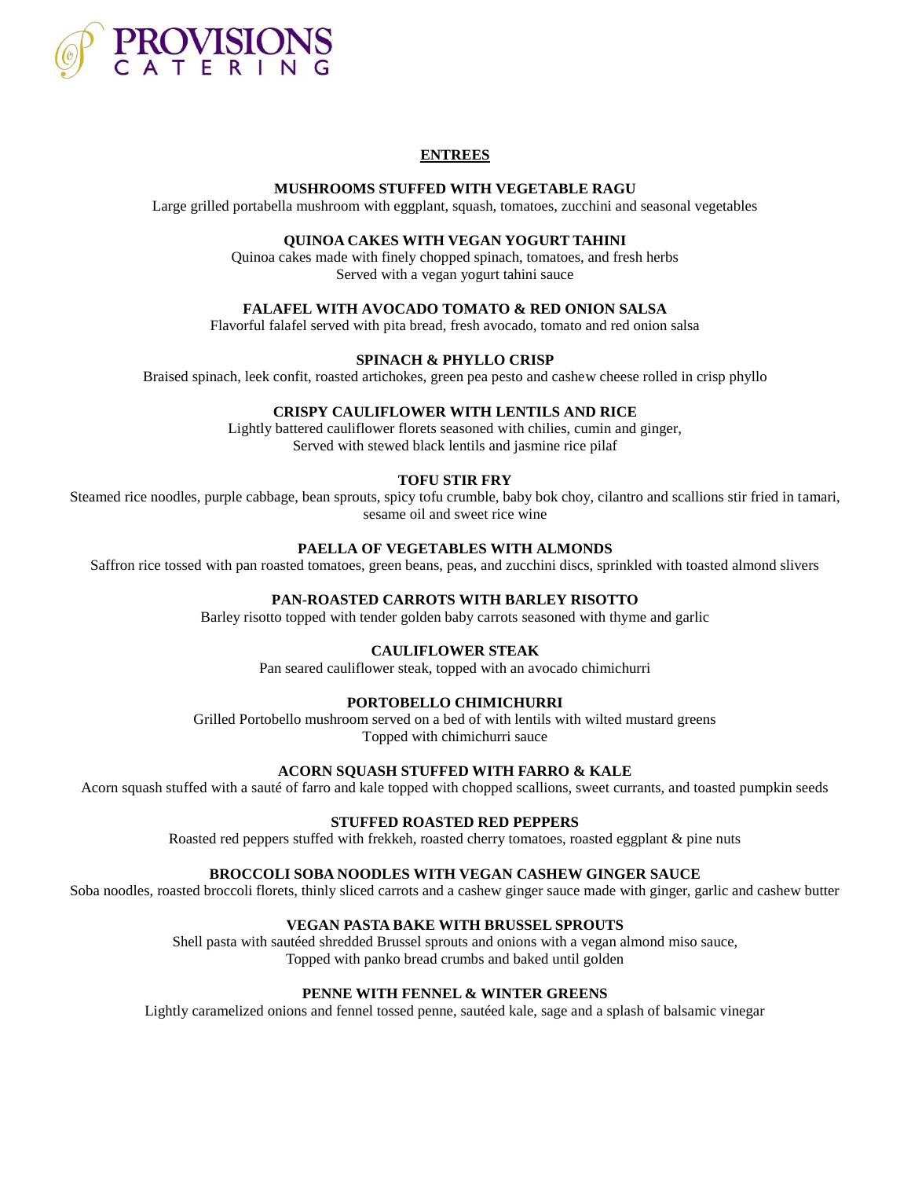# PROVISIONS CATERING

## ENTREES

**MUSHROOMS STUFFED WITH VEGETABLE RAGU**
Large grilled portabella mushroom with eggplant, squash, tomatoes, zucchini and seasonal vegetables

**QUINOA CAKES WITH VEGAN YOGURT TAHINI**
Quinoa cakes made with finely chopped spinach, tomatoes, and fresh herbs
Served with a vegan yogurt tahini sauce

**FALAFEL WITH AVOCADO TOMATO & RED ONION SALSA**
Flavorful falafel served with pita bread, fresh avocado, tomato and red onion salsa

**SPINACH & PHYLLO CRISP**
Braised spinach, leek confit, roasted artichokes, green pea pesto and cashew cheese rolled in crisp phyllo

**CRISPY CAULIFLOWER WITH LENTILS AND RICE**
Lightly battered cauliflower florets seasoned with chilies, cumin and ginger,
Served with stewed black lentils and jasmine rice pilaf

**TOFU STIR FRY**
Steamed rice noodles, purple cabbage, bean sprouts, spicy tofu crumble, baby bok choy, cilantro and scallions stir fried in tamari, sesame oil and sweet rice wine

**PAELLA OF VEGETABLES WITH ALMONDS**
Saffron rice tossed with pan roasted tomatoes, green beans, peas, and zucchini discs, sprinkled with toasted almond slivers

**PAN-ROASTED CARROTS WITH BARLEY RISOTTO**
Barley risotto topped with tender golden baby carrots seasoned with thyme and garlic

**CAULIFLOWER STEAK**
Pan seared cauliflower steak, topped with an avocado chimichurri

**PORTOBELLO CHIMICHURRI**
Grilled Portobello mushroom served on a bed of with lentils with wilted mustard greens
Topped with chimichurri sauce

**ACORN SQUASH STUFFED WITH FARRO & KALE**
Acorn squash stuffed with a sauté of farro and kale topped with chopped scallions, sweet currants, and toasted pumpkin seeds

**STUFFED ROASTED RED PEPPERS**
Roasted red peppers stuffed with frekkeh, roasted cherry tomatoes, roasted eggplant & pine nuts

**BROCCOLI SOBA NOODLES WITH VEGAN CASHEW GINGER SAUCE**
Soba noodles, roasted broccoli florets, thinly sliced carrots and a cashew ginger sauce made with ginger, garlic and cashew butter

**VEGAN PASTA BAKE WITH BRUSSEL SPROUTS**
Shell pasta with sautéed shredded Brussel sprouts and onions with a vegan almond miso sauce,
Topped with panko bread crumbs and baked until golden

**PENNE WITH FENNEL & WINTER GREENS**
Lightly caramelized onions and fennel tossed penne, sautéed kale, sage and a splash of balsamic vinegar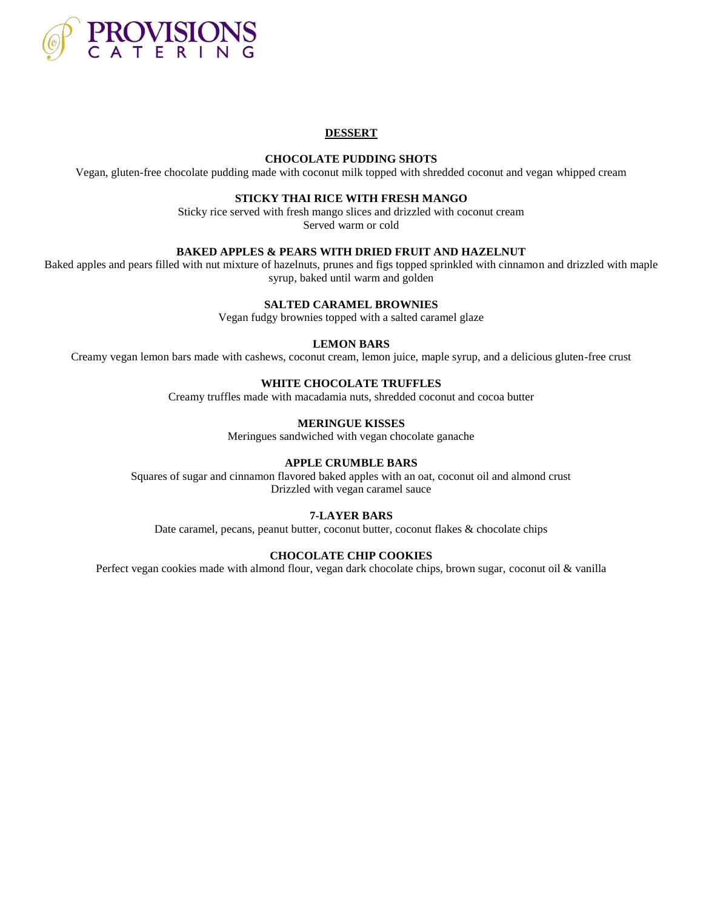PROVISIONS CATERING

## DESSERT

**CHOCOLATE PUDDING SHOTS**
Vegan, gluten-free chocolate pudding made with coconut milk topped with shredded coconut and vegan whipped cream

**STICKY THAI RICE WITH FRESH MANGO**
Sticky rice served with fresh mango slices and drizzled with coconut cream
Served warm or cold

**BAKED APPLES & PEARS WITH DRIED FRUIT AND HAZELNUT**
Baked apples and pears filled with nut mixture of hazelnuts, prunes and figs topped sprinkled with cinnamon and drizzled with maple syrup, baked until warm and golden

**SALTED CARAMEL BROWNIES**
Vegan fudgy brownies topped with a salted caramel glaze

**LEMON BARS**
Creamy vegan lemon bars made with cashews, coconut cream, lemon juice, maple syrup, and a delicious gluten-free crust

**WHITE CHOCOLATE TRUFFLES**
Creamy truffles made with macadamia nuts, shredded coconut and cocoa butter

**MERINGUE KISSES**
Meringues sandwiched with vegan chocolate ganache

**APPLE CRUMBLE BARS**
Squares of sugar and cinnamon flavored baked apples with an oat, coconut oil and almond crust
Drizzled with vegan caramel sauce

**7-LAYER BARS**
Date caramel, pecans, peanut butter, coconut butter, coconut flakes & chocolate chips

**CHOCOLATE CHIP COOKIES**
Perfect vegan cookies made with almond flour, vegan dark chocolate chips, brown sugar, coconut oil & vanilla